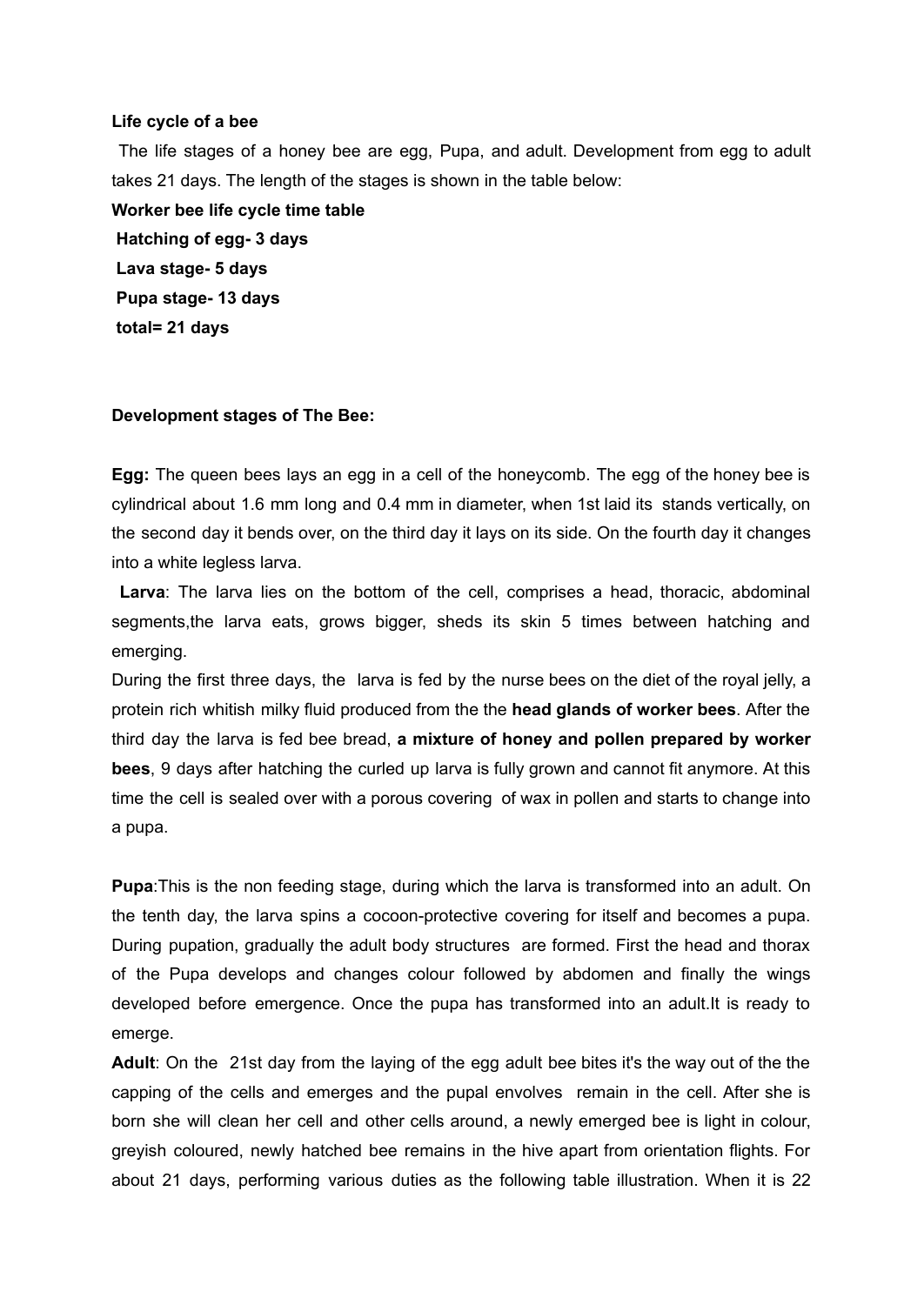**Life cycle of a bee**

The life stages of a honey bee are egg, Pupa, and adult. Development from egg to adult takes 21 days. The length of the stages is shown in the table below:

**Worker bee life cycle time table**

**Hatching of egg- 3 days**

**Lava stage- 5 days**

**Pupa stage- 13 days**

**total= 21 days**

**Development stages of The Bee:**

**Egg:** The queen bees lays an egg in a cell of the honeycomb. The egg of the honey bee is cylindrical about 1.6 mm long and 0.4 mm in diameter, when 1st laid its stands vertically, on the second day it bends over, on the third day it lays on its side. On the fourth day it changes into a white legless larva.

**Larva**: The larva lies on the bottom of the cell, comprises a head, thoracic, abdominal segments,the larva eats, grows bigger, sheds its skin 5 times between hatching and emerging.

During the first three days, the larva is fed by the nurse bees on the diet of the royal jelly, a protein rich whitish milky fluid produced from the the **head glands of worker bees**. After the third day the larva is fed bee bread, **a mixture of honey and pollen prepared by worker bees**, 9 days after hatching the curled up larva is fully grown and cannot fit anymore. At this time the cell is sealed over with a porous covering of wax in pollen and starts to change into a pupa.

**Pupa**:This is the non feeding stage, during which the larva is transformed into an adult. On the tenth day, the larva spins a cocoon-protective covering for itself and becomes a pupa. During pupation, gradually the adult body structures are formed. First the head and thorax of the Pupa develops and changes colour followed by abdomen and finally the wings developed before emergence. Once the pupa has transformed into an adult.It is ready to emerge.

**Adult**: On the 21st day from the laying of the egg adult bee bites it's the way out of the the capping of the cells and emerges and the pupal envolves remain in the cell. After she is born she will clean her cell and other cells around, a newly emerged bee is light in colour, greyish coloured, newly hatched bee remains in the hive apart from orientation flights. For about 21 days, performing various duties as the following table illustration. When it is 22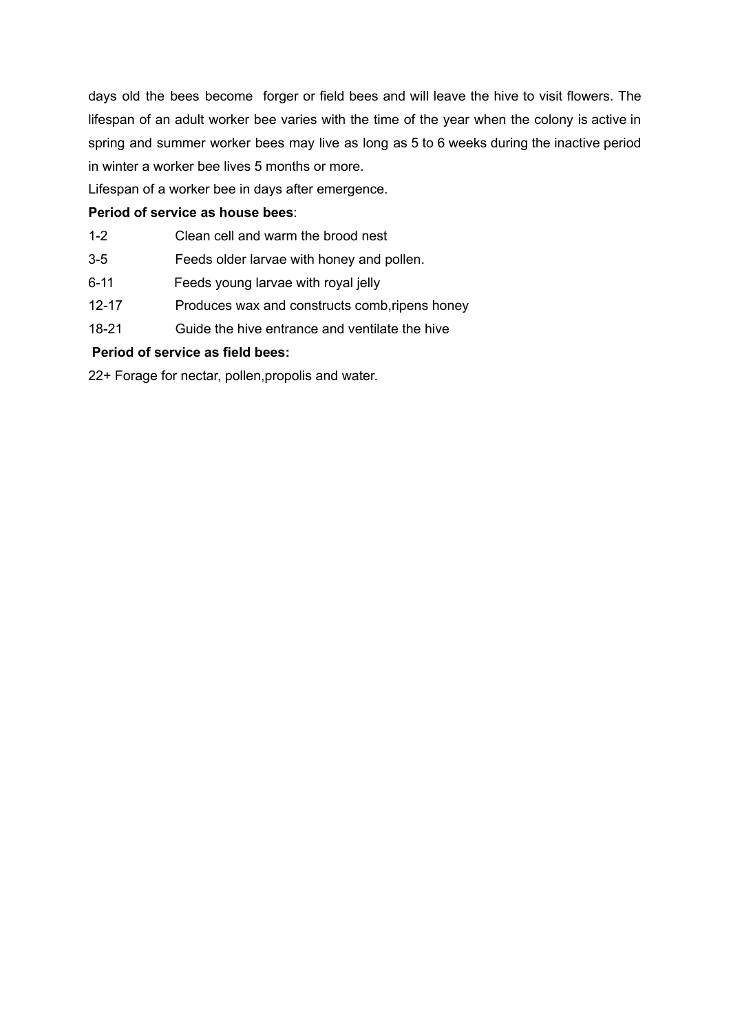days old the bees become forger or field bees and will leave the hive to visit flowers. The lifespan of an adult worker bee varies with the time of the year when the colony is active in spring and summer worker bees may live as long as 5 to 6 weeks during the inactive period in winter a worker bee lives 5 months or more.

Lifespan of a worker bee in days after emergence.

**Period of service as house bees**:

| | |
|---|---|
| 1-2 | Clean cell and warm the brood nest |
| 3-5 | Feeds older larvae with honey and pollen. |
| 6-11 | Feeds young larvae with royal jelly |
| 12-17 | Produces wax and constructs comb,ripens honey |
| 18-21 | Guide the hive entrance and ventilate the hive |

**Period of service as field bees:**

22+ Forage for nectar, pollen,propolis and water.